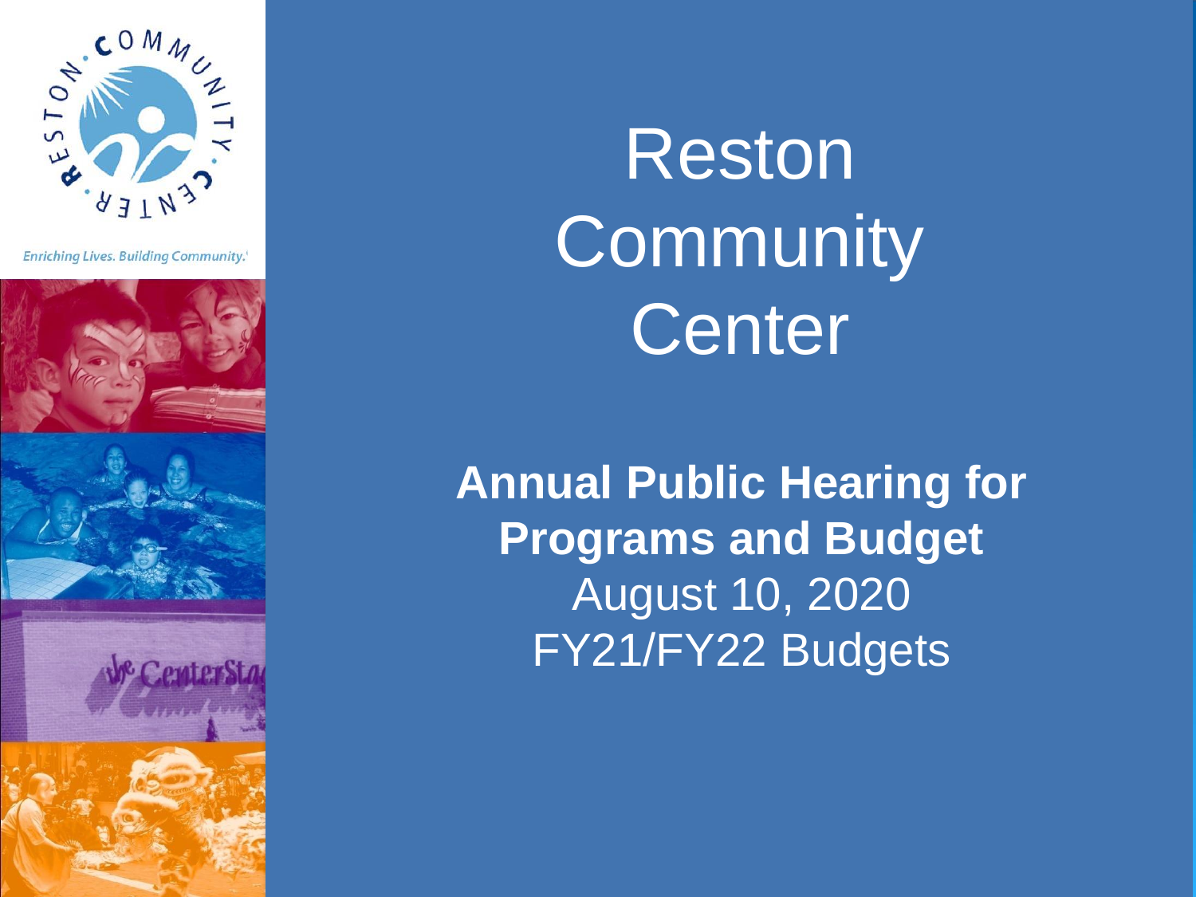Enriching Lives. Building Community.

# Reston Community Center

**Annual Public Hearing for Programs and Budget**

August 10, 2020

FY21/FY22 Budgets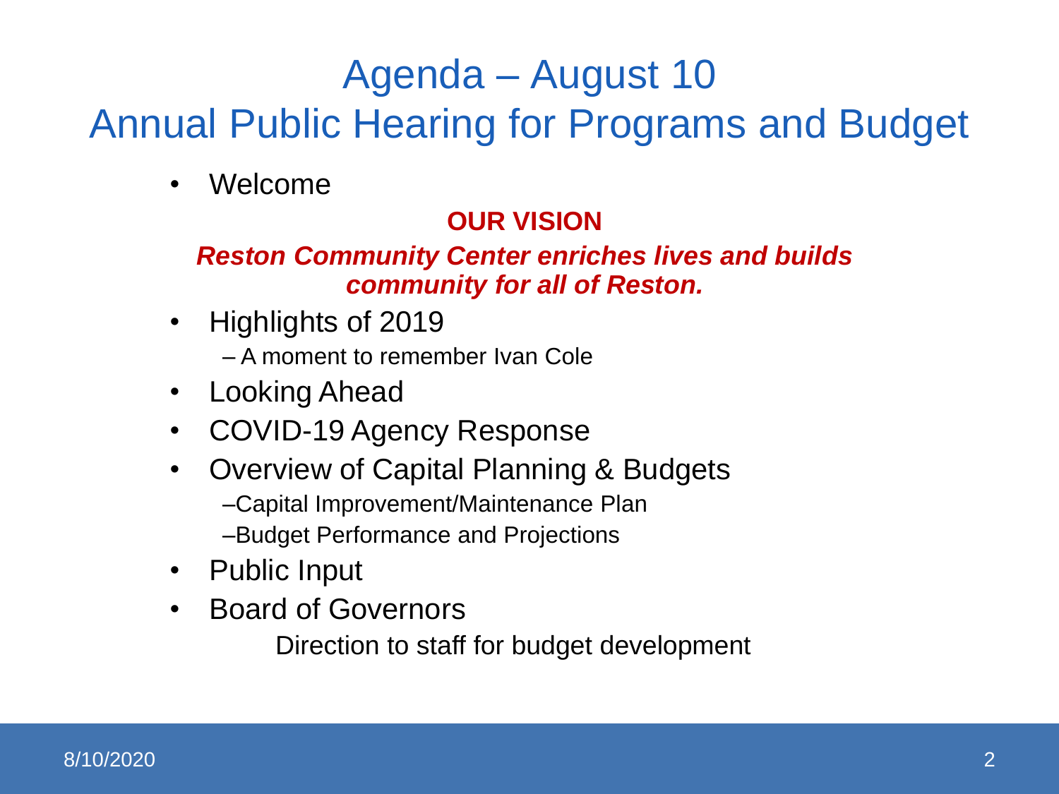# Agenda – August 10
# Annual Public Hearing for Programs and Budget

- Welcome

**OUR VISION**

***Reston Community Center enriches lives and builds community for all of Reston.***

- Highlights of 2019
  - A moment to remember Ivan Cole
- Looking Ahead
- COVID-19 Agency Response
- Overview of Capital Planning & Budgets
  - Capital Improvement/Maintenance Plan
  - Budget Performance and Projections
- Public Input
- Board of Governors

  Direction to staff for budget development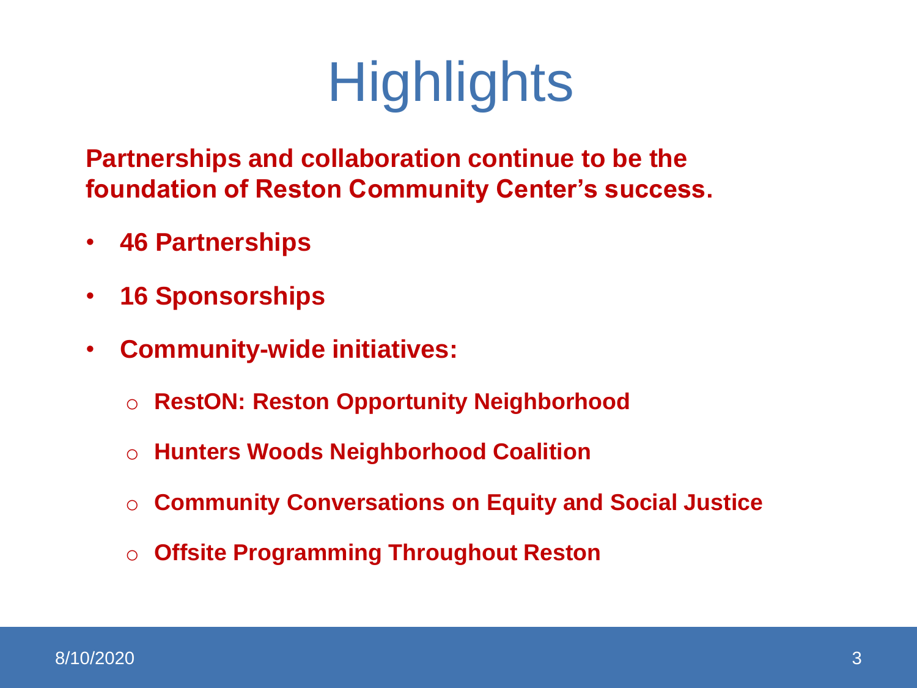# Highlights

**Partnerships and collaboration continue to be the foundation of Reston Community Center's success.**

- **46 Partnerships**
- **16 Sponsorships**
- **Community-wide initiatives:**
  - **RestON: Reston Opportunity Neighborhood**
  - **Hunters Woods Neighborhood Coalition**
  - **Community Conversations on Equity and Social Justice**
  - **Offsite Programming Throughout Reston**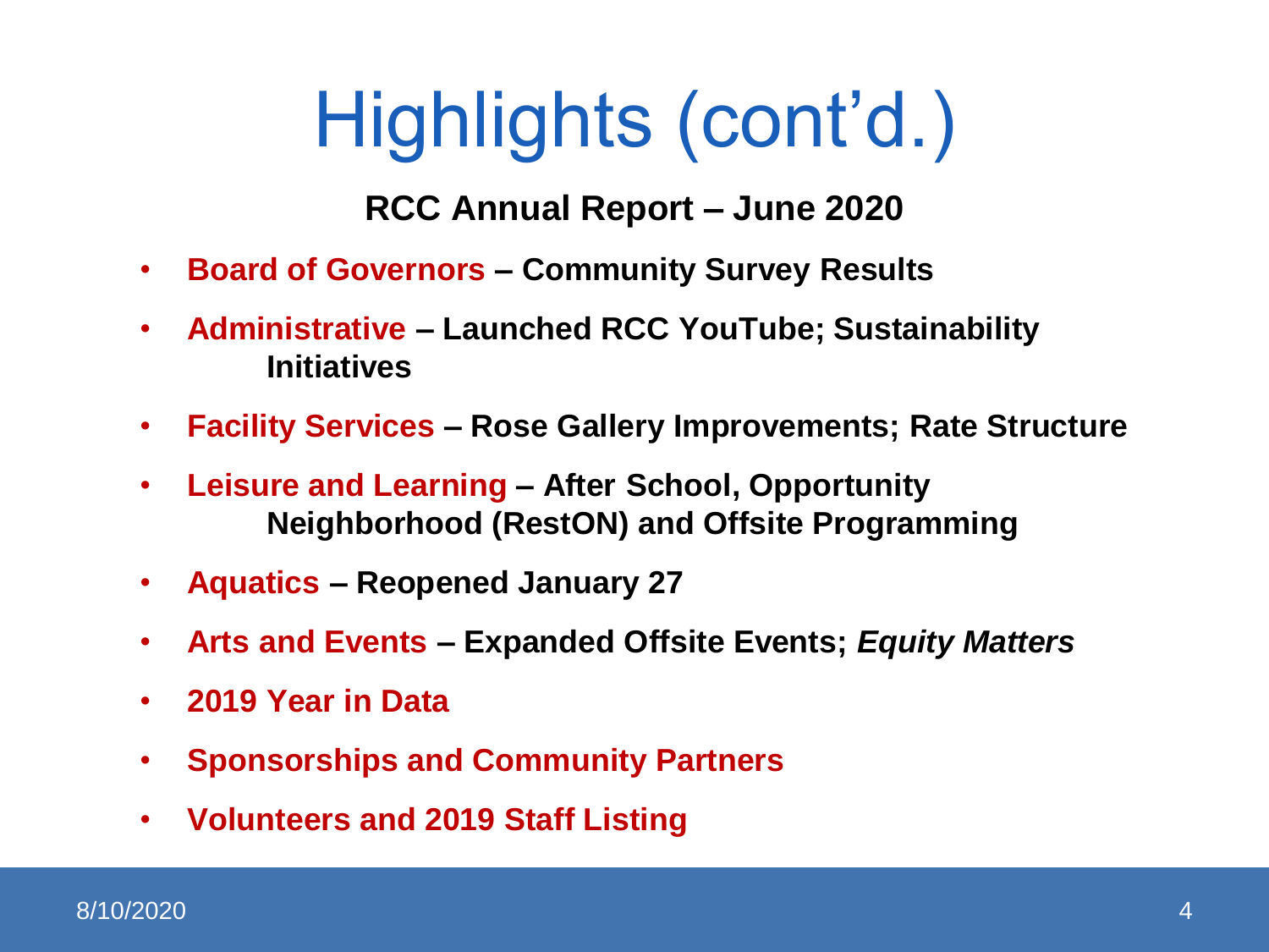# Highlights (cont'd.)

**RCC Annual Report – June 2020**

- **Board of Governors – Community Survey Results**
- **Administrative – Launched RCC YouTube; Sustainability Initiatives**
- **Facility Services – Rose Gallery Improvements; Rate Structure**
- **Leisure and Learning – After School, Opportunity Neighborhood (RestON) and Offsite Programming**
- **Aquatics – Reopened January 27**
- **Arts and Events – Expanded Offsite Events; *Equity Matters***
- **2019 Year in Data**
- **Sponsorships and Community Partners**
- **Volunteers and 2019 Staff Listing**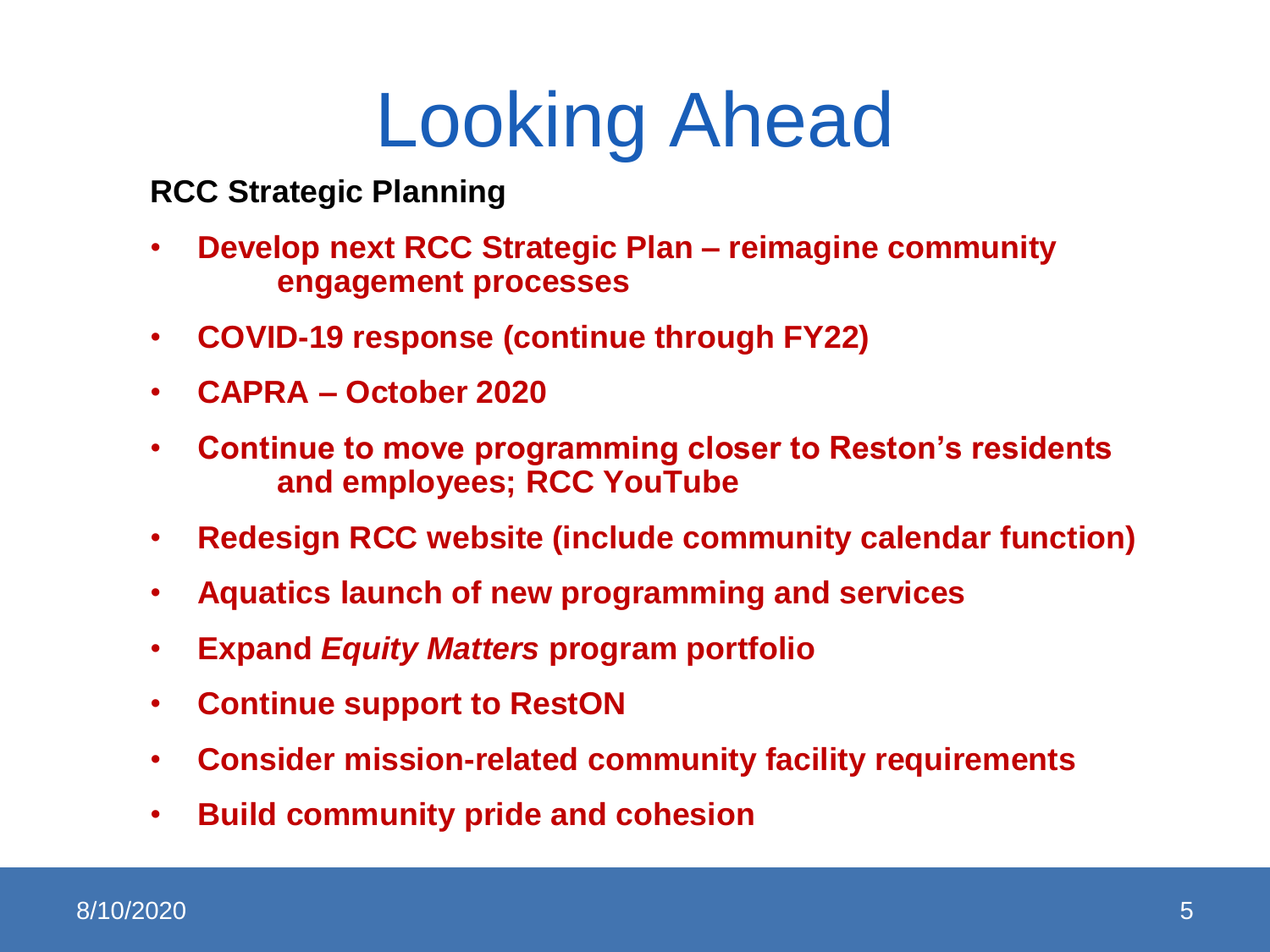# Looking Ahead

**RCC Strategic Planning**

- **Develop next RCC Strategic Plan – reimagine community engagement processes**
- **COVID-19 response (continue through FY22)**
- **CAPRA – October 2020**
- **Continue to move programming closer to Reston's residents and employees; RCC YouTube**
- **Redesign RCC website (include community calendar function)**
- **Aquatics launch of new programming and services**
- **Expand *Equity Matters* program portfolio**
- **Continue support to RestON**
- **Consider mission-related community facility requirements**
- **Build community pride and cohesion**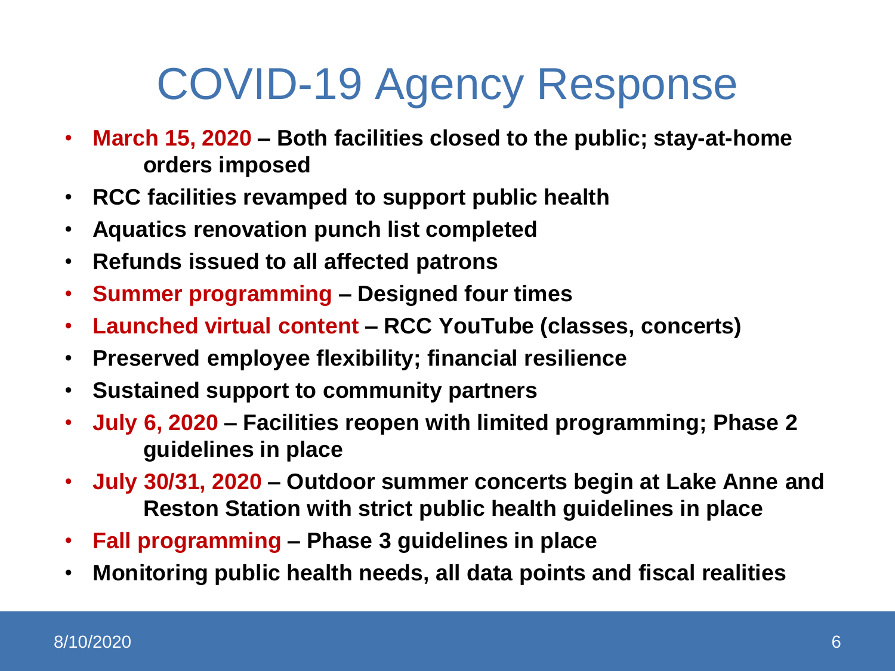# COVID-19 Agency Response

- **March 15, 2020 – Both facilities closed to the public; stay-at-home orders imposed**
- **RCC facilities revamped to support public health**
- **Aquatics renovation punch list completed**
- **Refunds issued to all affected patrons**
- **Summer programming – Designed four times**
- **Launched virtual content – RCC YouTube (classes, concerts)**
- **Preserved employee flexibility; financial resilience**
- **Sustained support to community partners**
- **July 6, 2020 – Facilities reopen with limited programming; Phase 2 guidelines in place**
- **July 30/31, 2020 – Outdoor summer concerts begin at Lake Anne and Reston Station with strict public health guidelines in place**
- **Fall programming – Phase 3 guidelines in place**
- **Monitoring public health needs, all data points and fiscal realities**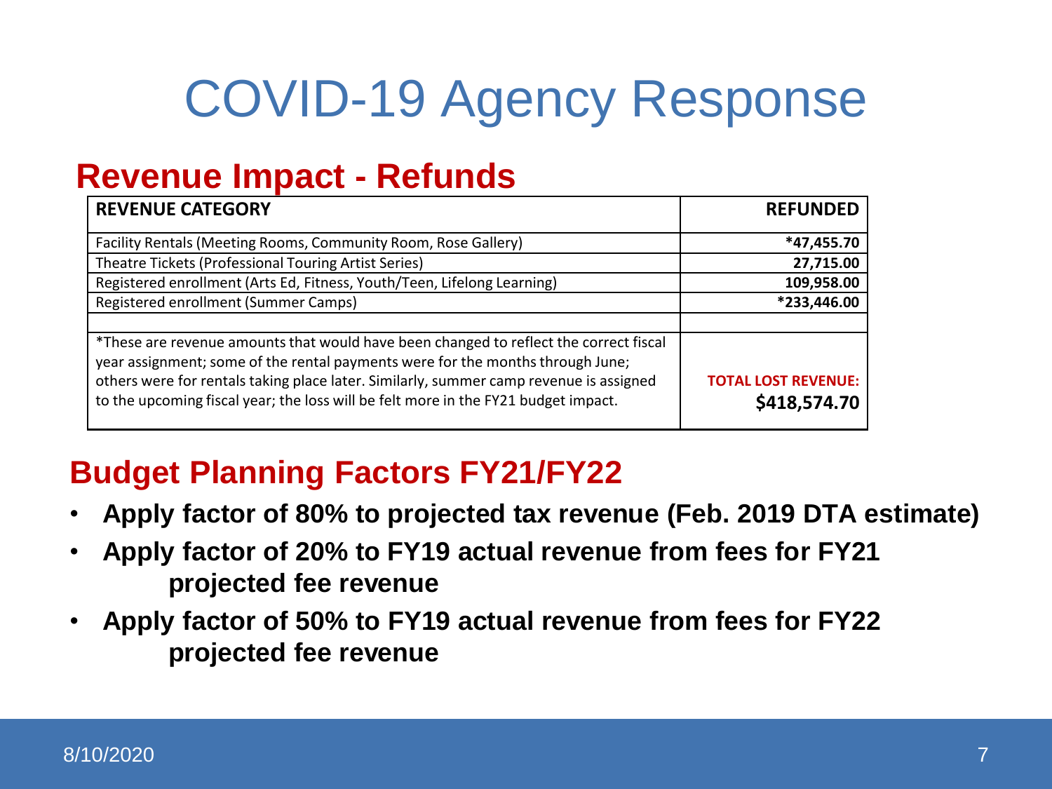# COVID-19 Agency Response

## Revenue Impact - Refunds

| REVENUE CATEGORY | REFUNDED |
|---|---|
| Facility Rentals (Meeting Rooms, Community Room, Rose Gallery) | *47,455.70 |
| Theatre Tickets (Professional Touring Artist Series) | 27,715.00 |
| Registered enrollment (Arts Ed, Fitness, Youth/Teen, Lifelong Learning) | 109,958.00 |
| Registered enrollment (Summer Camps) | *233,446.00 |
| | |
| *These are revenue amounts that would have been changed to reflect the correct fiscal year assignment; some of the rental payments were for the months through June; others were for rentals taking place later. Similarly, summer camp revenue is assigned to the upcoming fiscal year; the loss will be felt more in the FY21 budget impact. | **TOTAL LOST REVENUE: $418,574.70** |

## Budget Planning Factors FY21/FY22

- **Apply factor of 80% to projected tax revenue (Feb. 2019 DTA estimate)**
- **Apply factor of 20% to FY19 actual revenue from fees for FY21 projected fee revenue**
- **Apply factor of 50% to FY19 actual revenue from fees for FY22 projected fee revenue**

8/10/2020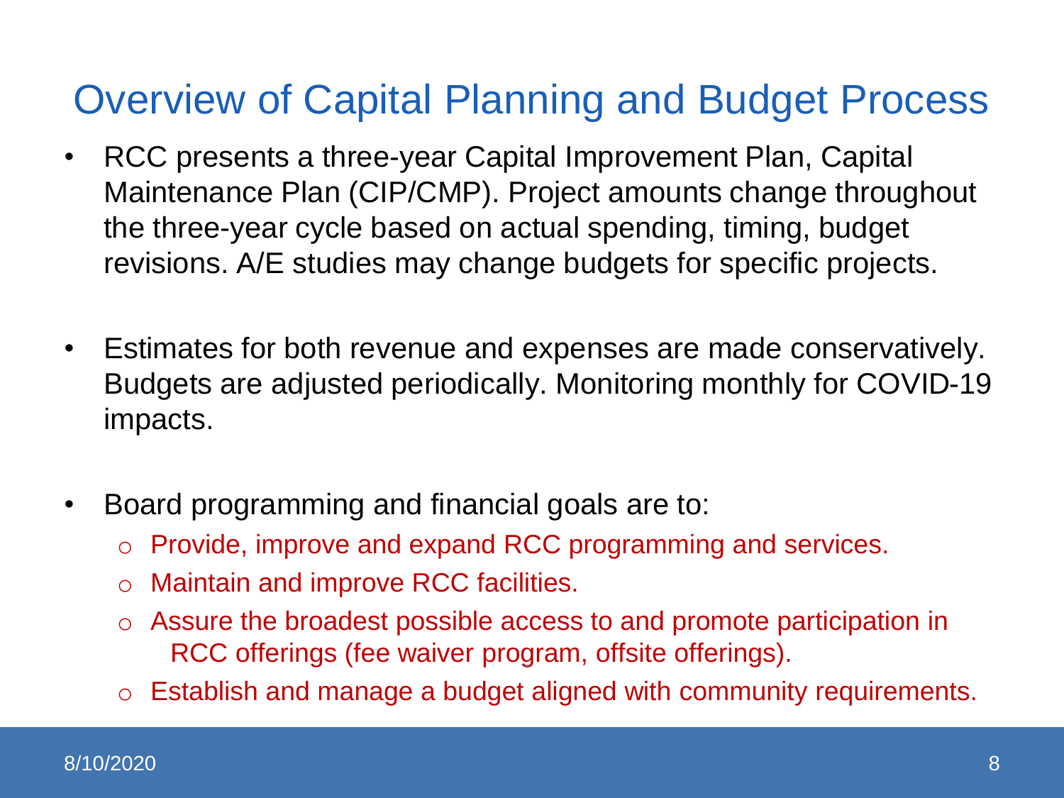# Overview of Capital Planning and Budget Process

- RCC presents a three-year Capital Improvement Plan, Capital Maintenance Plan (CIP/CMP). Project amounts change throughout the three-year cycle based on actual spending, timing, budget revisions. A/E studies may change budgets for specific projects.

- Estimates for both revenue and expenses are made conservatively. Budgets are adjusted periodically. Monitoring monthly for COVID-19 impacts.

- Board programming and financial goals are to:
  - Provide, improve and expand RCC programming and services.
  - Maintain and improve RCC facilities.
  - Assure the broadest possible access to and promote participation in RCC offerings (fee waiver program, offsite offerings).
  - Establish and manage a budget aligned with community requirements.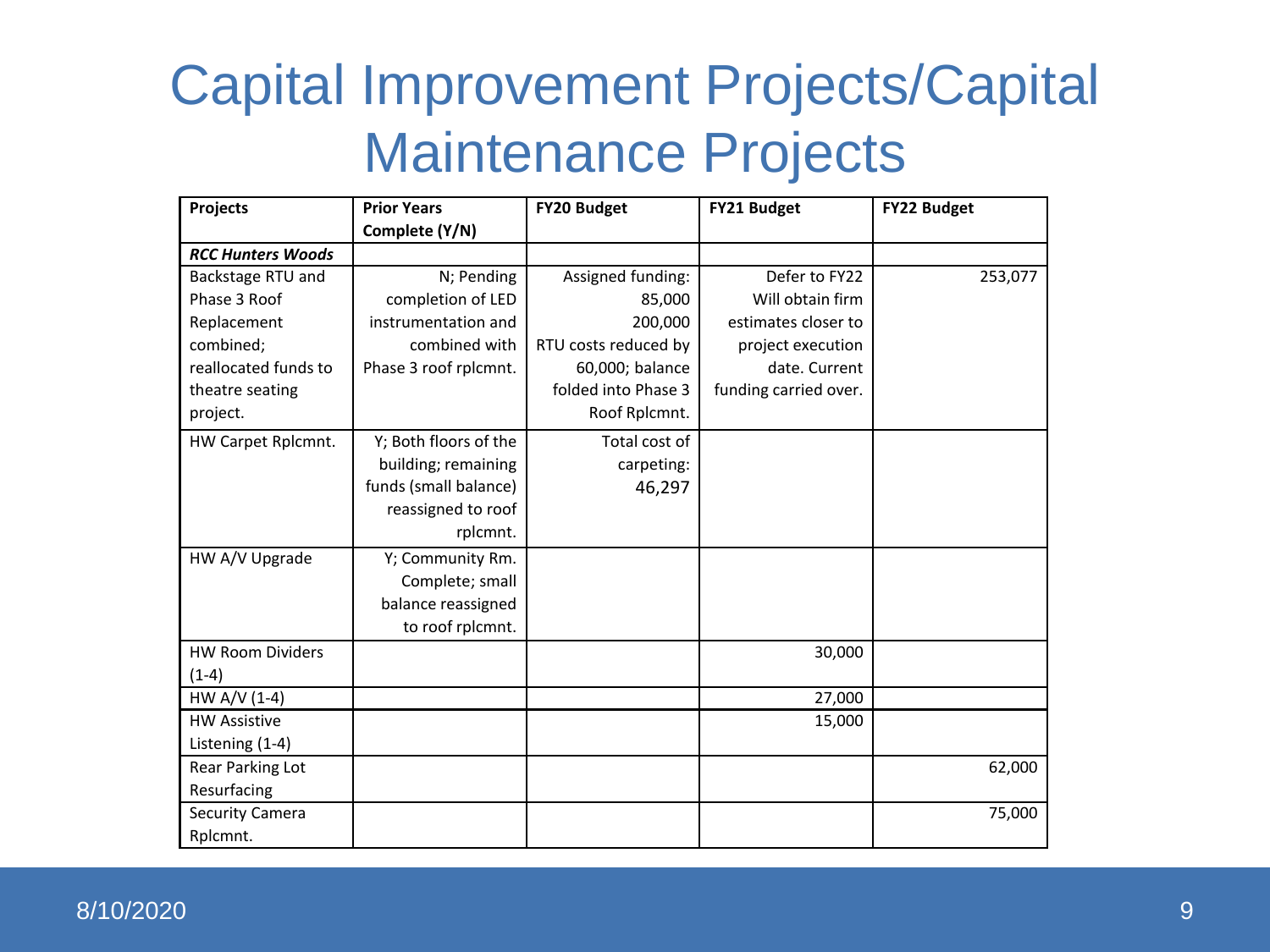# Capital Improvement Projects/Capital Maintenance Projects

| Projects | Prior Years Complete (Y/N) | FY20 Budget | FY21 Budget | FY22 Budget |
|---|---|---|---|---|
| ***RCC Hunters Woods*** | | | | |
| Backstage RTU and Phase 3 Roof Replacement combined; reallocated funds to theatre seating project. | N; Pending completion of LED instrumentation and combined with Phase 3 roof rplcmnt. | Assigned funding: 85,000 200,000 RTU costs reduced by 60,000; balance folded into Phase 3 Roof Rplcmnt. | Defer to FY22 Will obtain firm estimates closer to project execution date. Current funding carried over. | 253,077 |
| HW Carpet Rplcmnt. | Y; Both floors of the building; remaining funds (small balance) reassigned to roof rplcmnt. | Total cost of carpeting: 46,297 | | |
| HW A/V Upgrade | Y; Community Rm. Complete; small balance reassigned to roof rplcmnt. | | | |
| HW Room Dividers (1-4) | | | 30,000 | |
| HW A/V (1-4) | | | 27,000 | |
| HW Assistive Listening (1-4) | | | 15,000 | |
| Rear Parking Lot Resurfacing | | | | 62,000 |
| Security Camera Rplcmnt. | | | | 75,000 |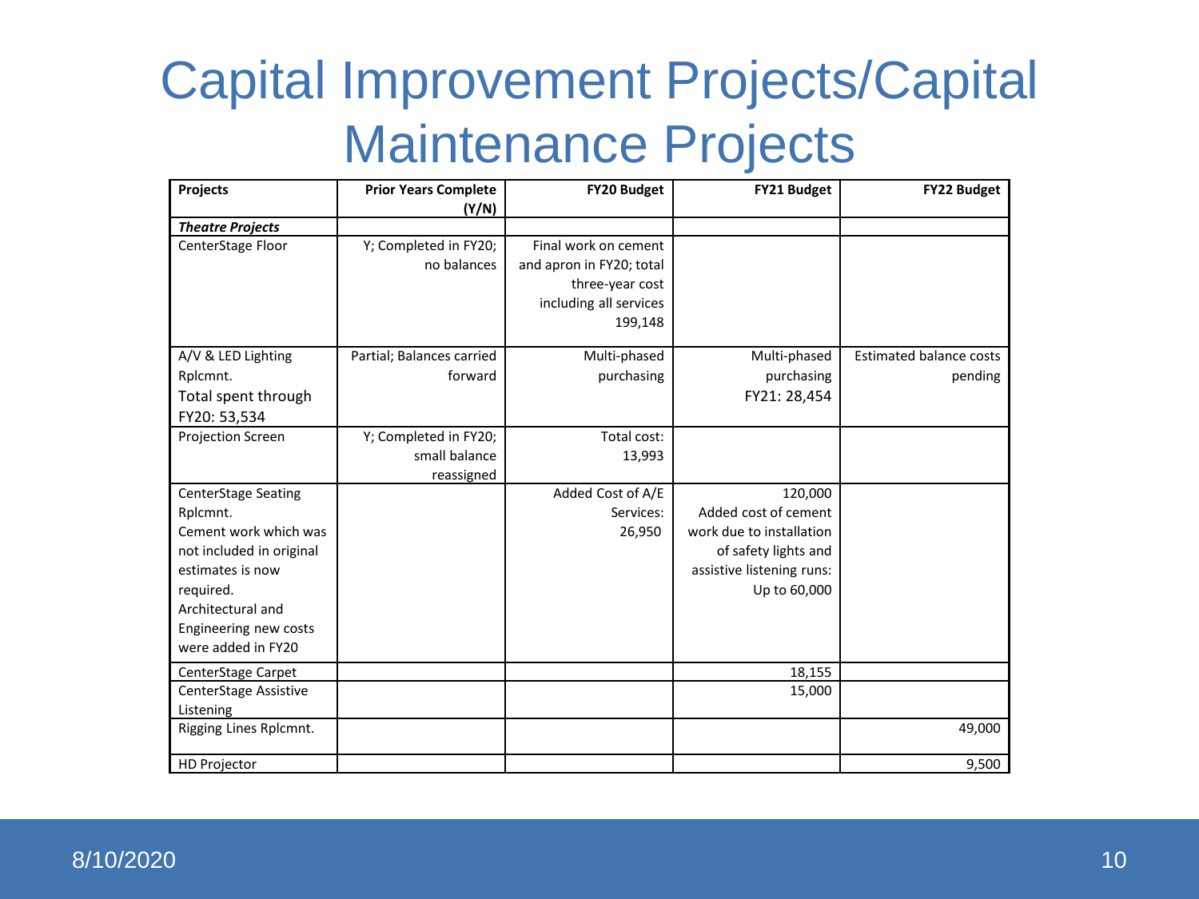# Capital Improvement Projects/Capital Maintenance Projects

| Projects | Prior Years Complete (Y/N) | FY20 Budget | FY21 Budget | FY22 Budget |
|---|---|---|---|---|
| ***Theatre Projects*** | | | | |
| CenterStage Floor | Y; Completed in FY20; no balances | Final work on cement and apron in FY20; total three-year cost including all services 199,148 | | |
| A/V & LED Lighting Rplcmnt. Total spent through FY20: 53,534 | Partial; Balances carried forward | Multi-phased purchasing | Multi-phased purchasing FY21: 28,454 | Estimated balance costs pending |
| Projection Screen | Y; Completed in FY20; small balance reassigned | Total cost: 13,993 | | |
| CenterStage Seating Rplcmnt. Cement work which was not included in original estimates is now required. Architectural and Engineering new costs were added in FY20 | | Added Cost of A/E Services: 26,950 | 120,000 Added cost of cement work due to installation of safety lights and assistive listening runs: Up to 60,000 | |
| CenterStage Carpet | | | 18,155 | |
| CenterStage Assistive Listening | | | 15,000 | |
| Rigging Lines Rplcmnt. | | | | 49,000 |
| HD Projector | | | | 9,500 |

8/10/2020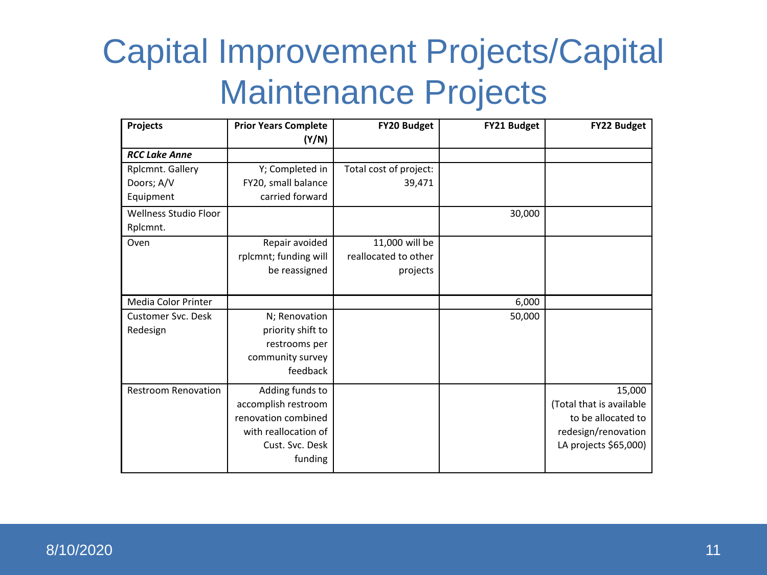# Capital Improvement Projects/Capital Maintenance Projects

| Projects | Prior Years Complete (Y/N) | FY20 Budget | FY21 Budget | FY22 Budget |
|---|---|---|---|---|
| ***RCC Lake Anne*** | | | | |
| Rplcmnt. Gallery Doors; A/V Equipment | Y; Completed in FY20, small balance carried forward | Total cost of project: 39,471 | | |
| Wellness Studio Floor Rplcmnt. | | | 30,000 | |
| Oven | Repair avoided rplcmnt; funding will be reassigned | 11,000 will be reallocated to other projects | | |
| Media Color Printer | | | 6,000 | |
| Customer Svc. Desk Redesign | N; Renovation priority shift to restrooms per community survey feedback | | 50,000 | |
| Restroom Renovation | Adding funds to accomplish restroom renovation combined with reallocation of Cust. Svc. Desk funding | | | 15,000 (Total that is available to be allocated to redesign/renovation LA projects $65,000) |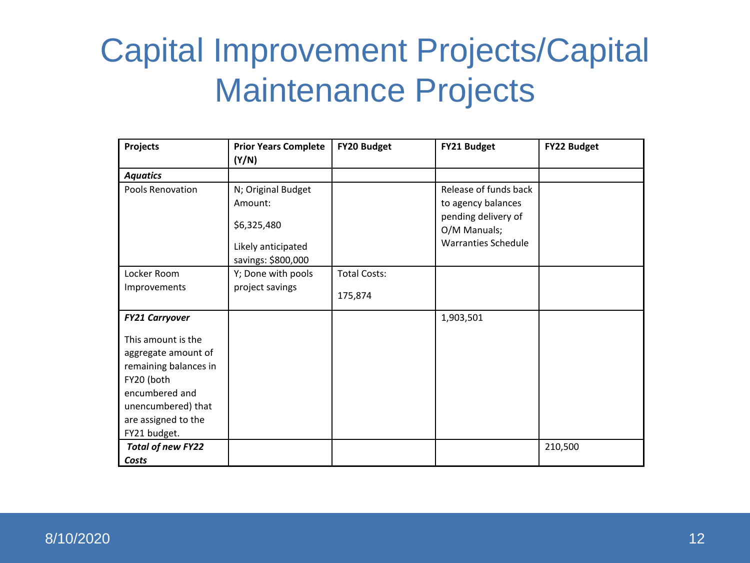# Capital Improvement Projects/Capital Maintenance Projects

| Projects | Prior Years Complete (Y/N) | FY20 Budget | FY21 Budget | FY22 Budget |
| --- | --- | --- | --- | --- |
| ***Aquatics*** | | | | |
| Pools Renovation | N; Original Budget Amount: $6,325,480 Likely anticipated savings: $800,000 | | Release of funds back to agency balances pending delivery of O/M Manuals; Warranties Schedule | |
| Locker Room Improvements | Y; Done with pools project savings | Total Costs: 175,874 | | |
| ***FY21 Carryover*** This amount is the aggregate amount of remaining balances in FY20 (both encumbered and unencumbered) that are assigned to the FY21 budget. | | | 1,903,501 | |
| ***Total of new FY22 Costs*** | | | | 210,500 |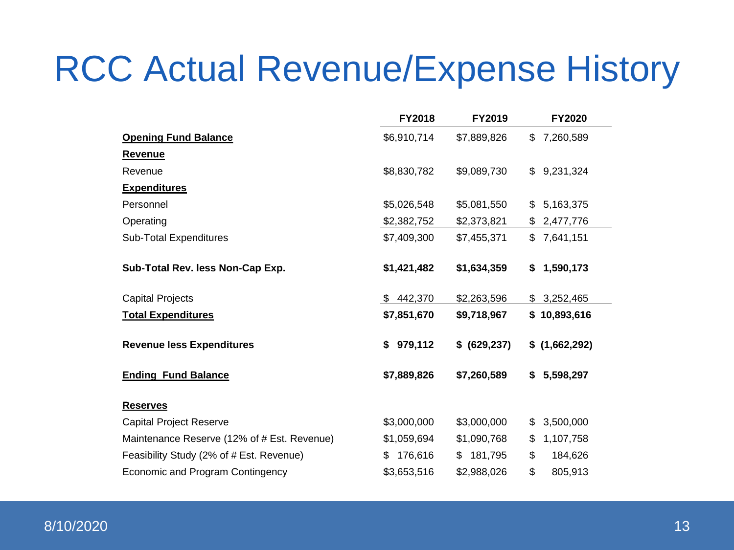# RCC Actual Revenue/Expense History

| | FY2018 | FY2019 | FY2020 |
|---|---|---|---|
| **Opening Fund Balance** | $6,910,714 | $7,889,826 | $ 7,260,589 |
| **Revenue** | | | |
| Revenue | $8,830,782 | $9,089,730 | $ 9,231,324 |
| **Expenditures** | | | |
| Personnel | $5,026,548 | $5,081,550 | $ 5,163,375 |
| Operating | $2,382,752 | $2,373,821 | $ 2,477,776 |
| Sub-Total Expenditures | $7,409,300 | $7,455,371 | $ 7,641,151 |
| **Sub-Total Rev. less Non-Cap Exp.** | **$1,421,482** | **$1,634,359** | **$ 1,590,173** |
| Capital Projects | $ 442,370 | $2,263,596 | $ 3,252,465 |
| **Total Expenditures** | **$7,851,670** | **$9,718,967** | **$ 10,893,616** |
| **Revenue less Expenditures** | **$ 979,112** | **$ (629,237)** | **$ (1,662,292)** |
| **Ending Fund Balance** | **$7,889,826** | **$7,260,589** | **$ 5,598,297** |
| **Reserves** | | | |
| Capital Project Reserve | $3,000,000 | $3,000,000 | $ 3,500,000 |
| Maintenance Reserve (12% of # Est. Revenue) | $1,059,694 | $1,090,768 | $ 1,107,758 |
| Feasibility Study (2% of # Est. Revenue) | $ 176,616 | $ 181,795 | $ 184,626 |
| Economic and Program Contingency | $3,653,516 | $2,988,026 | $ 805,913 |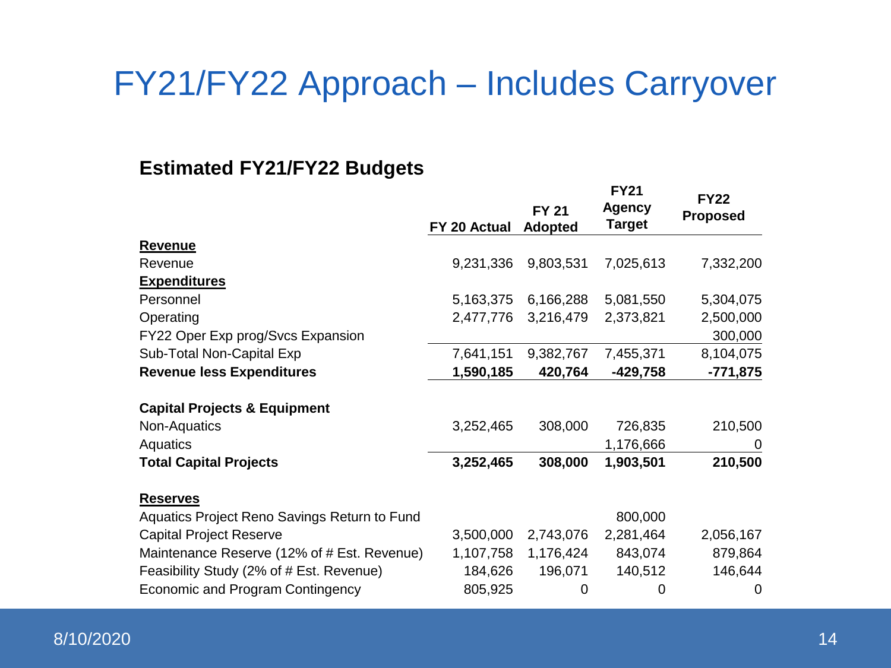# FY21/FY22 Approach – Includes Carryover

## Estimated FY21/FY22 Budgets

| | FY 20 Actual | FY 21 Adopted | FY21 Agency Target | FY22 Proposed |
|---|---|---|---|---|
| **Revenue** | | | | |
| Revenue | 9,231,336 | 9,803,531 | 7,025,613 | 7,332,200 |
| **Expenditures** | | | | |
| Personnel | 5,163,375 | 6,166,288 | 5,081,550 | 5,304,075 |
| Operating | 2,477,776 | 3,216,479 | 2,373,821 | 2,500,000 |
| FY22 Oper Exp prog/Svcs Expansion | | | | 300,000 |
| Sub-Total Non-Capital Exp | 7,641,151 | 9,382,767 | 7,455,371 | 8,104,075 |
| **Revenue less Expenditures** | **1,590,185** | **420,764** | **-429,758** | **-771,875** |
| | | | | |
| **Capital Projects & Equipment** | | | | |
| Non-Aquatics | 3,252,465 | 308,000 | 726,835 | 210,500 |
| Aquatics | | | 1,176,666 | 0 |
| **Total Capital Projects** | **3,252,465** | **308,000** | **1,903,501** | **210,500** |
| | | | | |
| **Reserves** | | | | |
| Aquatics Project Reno Savings Return to Fund | | | 800,000 | |
| Capital Project Reserve | 3,500,000 | 2,743,076 | 2,281,464 | 2,056,167 |
| Maintenance Reserve (12% of # Est. Revenue) | 1,107,758 | 1,176,424 | 843,074 | 879,864 |
| Feasibility Study (2% of # Est. Revenue) | 184,626 | 196,071 | 140,512 | 146,644 |
| Economic and Program Contingency | 805,925 | 0 | 0 | 0 |

8/10/2020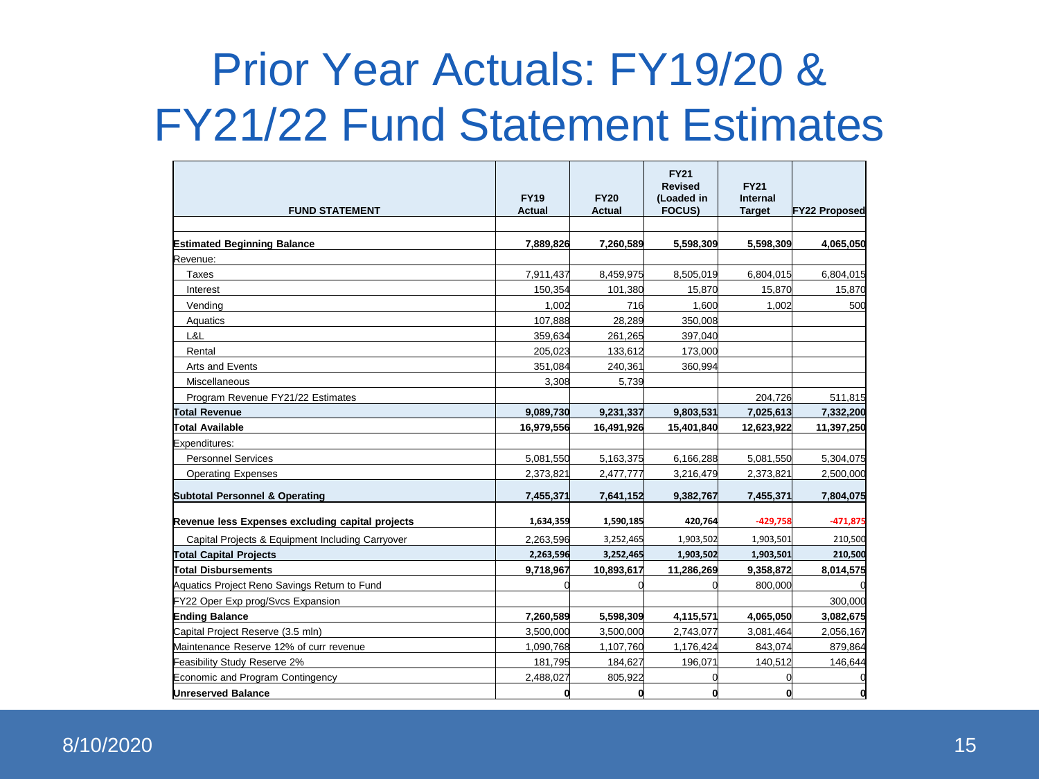# Prior Year Actuals: FY19/20 & FY21/22 Fund Statement Estimates

| FUND STATEMENT | FY19 Actual | FY20 Actual | FY21 Revised (Loaded in FOCUS) | FY21 Internal Target | FY22 Proposed |
|---|---|---|---|---|---|
| | | | | | |
| **Estimated Beginning Balance** | **7,889,826** | **7,260,589** | **5,598,309** | **5,598,309** | **4,065,050** |
| Revenue: | | | | | |
| Taxes | 7,911,437 | 8,459,975 | 8,505,019 | 6,804,015 | 6,804,015 |
| Interest | 150,354 | 101,380 | 15,870 | 15,870 | 15,870 |
| Vending | 1,002 | 716 | 1,600 | 1,002 | 500 |
| Aquatics | 107,888 | 28,289 | 350,008 | | |
| L&L | 359,634 | 261,265 | 397,040 | | |
| Rental | 205,023 | 133,612 | 173,000 | | |
| Arts and Events | 351,084 | 240,361 | 360,994 | | |
| Miscellaneous | 3,308 | 5,739 | | | |
| Program Revenue FY21/22 Estimates | | | | 204,726 | 511,815 |
| **Total Revenue** | **9,089,730** | **9,231,337** | **9,803,531** | **7,025,613** | **7,332,200** |
| **Total Available** | **16,979,556** | **16,491,926** | **15,401,840** | **12,623,922** | **11,397,250** |
| Expenditures: | | | | | |
| Personnel Services | 5,081,550 | 5,163,375 | 6,166,288 | 5,081,550 | 5,304,075 |
| Operating Expenses | 2,373,821 | 2,477,777 | 3,216,479 | 2,373,821 | 2,500,000 |
| **Subtotal Personnel & Operating** | **7,455,371** | **7,641,152** | **9,382,767** | **7,455,371** | **7,804,075** |
| **Revenue less Expenses excluding capital projects** | **1,634,359** | **1,590,185** | **420,764** | **-429,758** | **-471,875** |
| Capital Projects & Equipment Including Carryover | 2,263,596 | 3,252,465 | 1,903,502 | 1,903,501 | 210,500 |
| **Total Capital Projects** | **2,263,596** | **3,252,465** | **1,903,502** | **1,903,501** | **210,500** |
| **Total Disbursements** | **9,718,967** | **10,893,617** | **11,286,269** | **9,358,872** | **8,014,575** |
| Aquatics Project Reno Savings Return to Fund | 0 | 0 | 0 | 800,000 | 0 |
| FY22 Oper Exp prog/Svcs Expansion | | | | | 300,000 |
| **Ending Balance** | **7,260,589** | **5,598,309** | **4,115,571** | **4,065,050** | **3,082,675** |
| Capital Project Reserve (3.5 mln) | 3,500,000 | 3,500,000 | 2,743,077 | 3,081,464 | 2,056,167 |
| Maintenance Reserve 12% of curr revenue | 1,090,768 | 1,107,760 | 1,176,424 | 843,074 | 879,864 |
| Feasibility Study Reserve 2% | 181,795 | 184,627 | 196,071 | 140,512 | 146,644 |
| Economic and Program Contingency | 2,488,027 | 805,922 | 0 | 0 | 0 |
| **Unreserved Balance** | **0** | **0** | **0** | **0** | **0** |

8/10/2020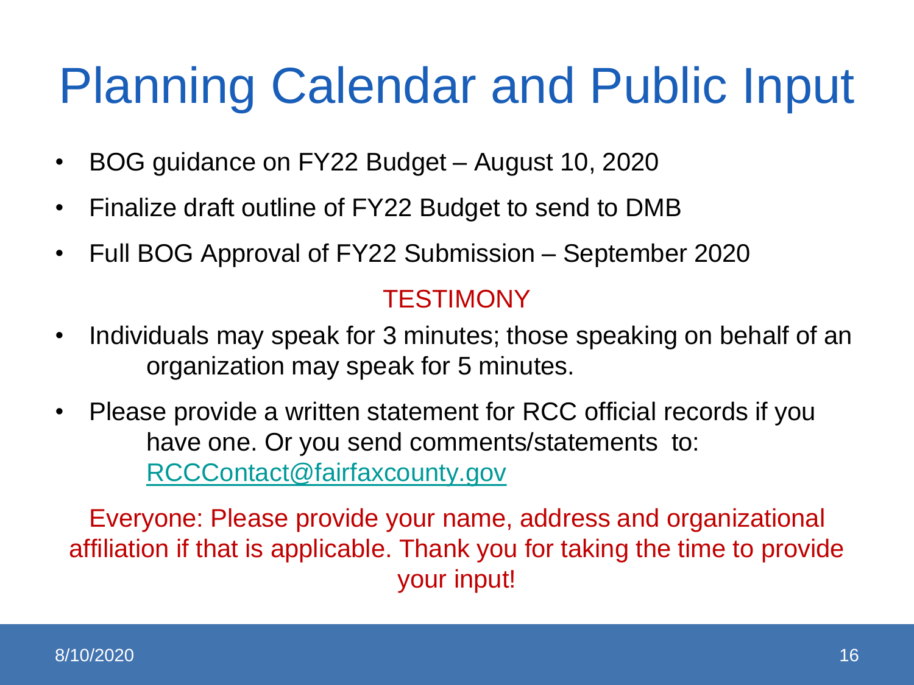# Planning Calendar and Public Input

- BOG guidance on FY22 Budget – August 10, 2020
- Finalize draft outline of FY22 Budget to send to DMB
- Full BOG Approval of FY22 Submission – September 2020

## TESTIMONY

- Individuals may speak for 3 minutes; those speaking on behalf of an organization may speak for 5 minutes.
- Please provide a written statement for RCC official records if you have one. Or you send comments/statements to: RCCContact@fairfaxcounty.gov

Everyone: Please provide your name, address and organizational affiliation if that is applicable. Thank you for taking the time to provide your input!